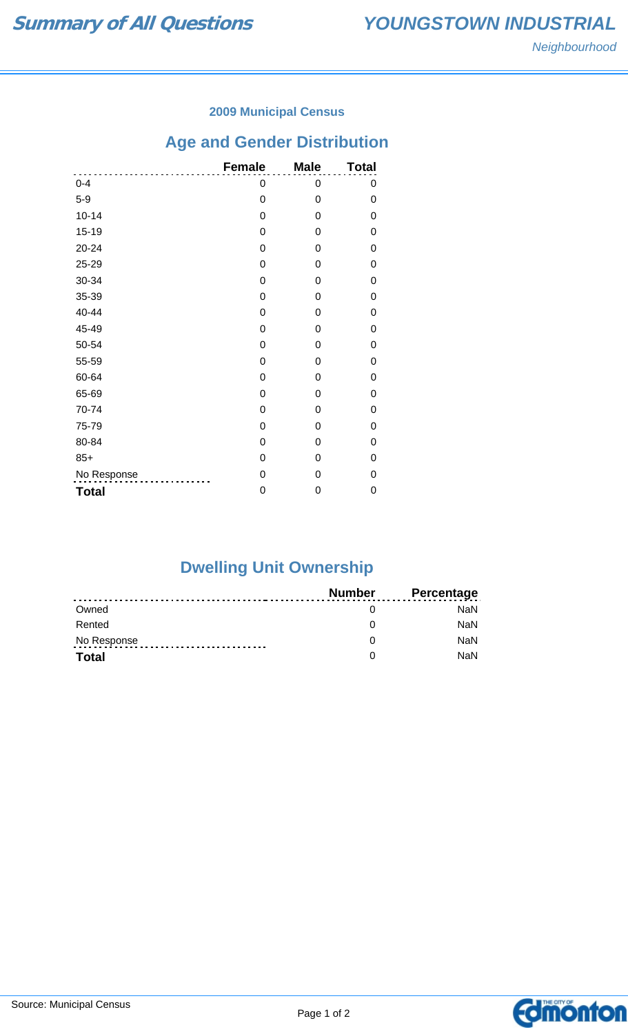# Summary of All Questions

## YOUNGSTOWN INDUSTRIAL

*Neighbourhood*

**2009 Municipal Census**

## Age and Gender Distribution

| | Female | Male | Total |
|---|---|---|---|
| 0-4 | 0 | 0 | 0 |
| 5-9 | 0 | 0 | 0 |
| 10-14 | 0 | 0 | 0 |
| 15-19 | 0 | 0 | 0 |
| 20-24 | 0 | 0 | 0 |
| 25-29 | 0 | 0 | 0 |
| 30-34 | 0 | 0 | 0 |
| 35-39 | 0 | 0 | 0 |
| 40-44 | 0 | 0 | 0 |
| 45-49 | 0 | 0 | 0 |
| 50-54 | 0 | 0 | 0 |
| 55-59 | 0 | 0 | 0 |
| 60-64 | 0 | 0 | 0 |
| 65-69 | 0 | 0 | 0 |
| 70-74 | 0 | 0 | 0 |
| 75-79 | 0 | 0 | 0 |
| 80-84 | 0 | 0 | 0 |
| 85+ | 0 | 0 | 0 |
| No Response | 0 | 0 | 0 |
| **Total** | 0 | 0 | 0 |

## Dwelling Unit Ownership

| | Number | Percentage |
|---|---|---|
| Owned | 0 | NaN |
| Rented | 0 | NaN |
| No Response | 0 | NaN |
| **Total** | 0 | NaN |

Source: Municipal Census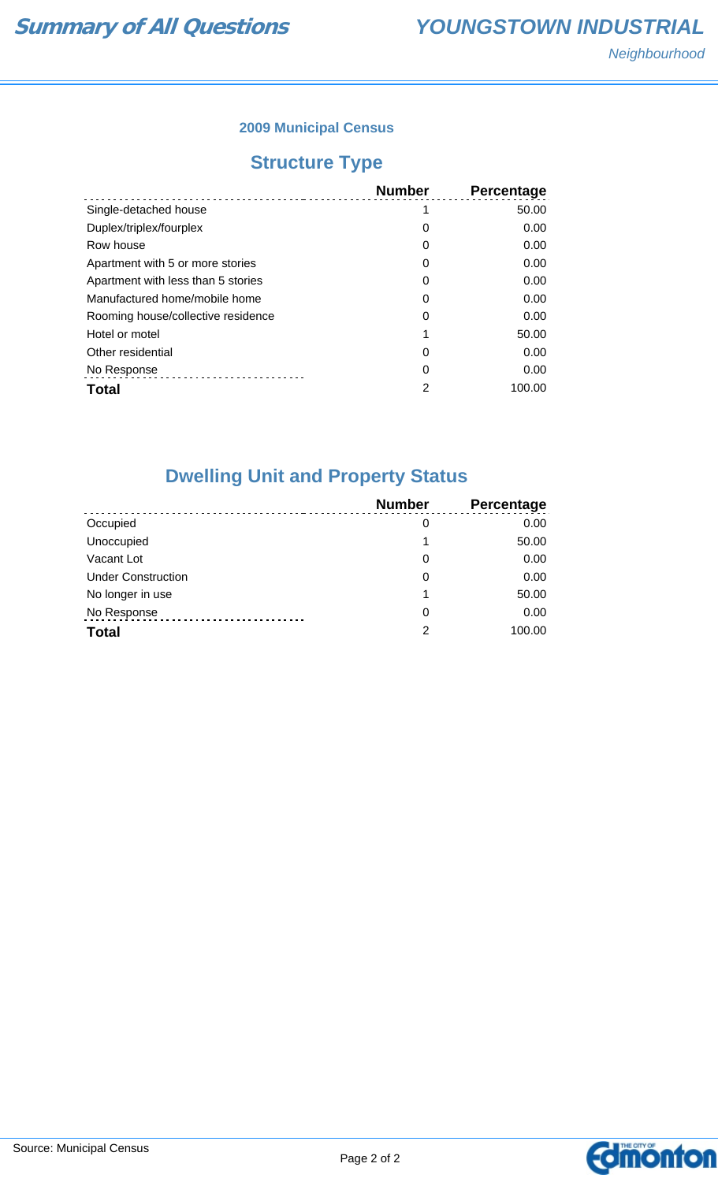# Summary of All Questions

## YOUNGSTOWN INDUSTRIAL

*Neighbourhood*

**2009 Municipal Census**

### Structure Type

| | Number | Percentage |
|---|---|---|
| Single-detached house | 1 | 50.00 |
| Duplex/triplex/fourplex | 0 | 0.00 |
| Row house | 0 | 0.00 |
| Apartment with 5 or more stories | 0 | 0.00 |
| Apartment with less than 5 stories | 0 | 0.00 |
| Manufactured home/mobile home | 0 | 0.00 |
| Rooming house/collective residence | 0 | 0.00 |
| Hotel or motel | 1 | 50.00 |
| Other residential | 0 | 0.00 |
| No Response | 0 | 0.00 |
| **Total** | 2 | 100.00 |

### Dwelling Unit and Property Status

| | Number | Percentage |
|---|---|---|
| Occupied | 0 | 0.00 |
| Unoccupied | 1 | 50.00 |
| Vacant Lot | 0 | 0.00 |
| Under Construction | 0 | 0.00 |
| No longer in use | 1 | 50.00 |
| No Response | 0 | 0.00 |
| **Total** | 2 | 100.00 |

Source: Municipal Census